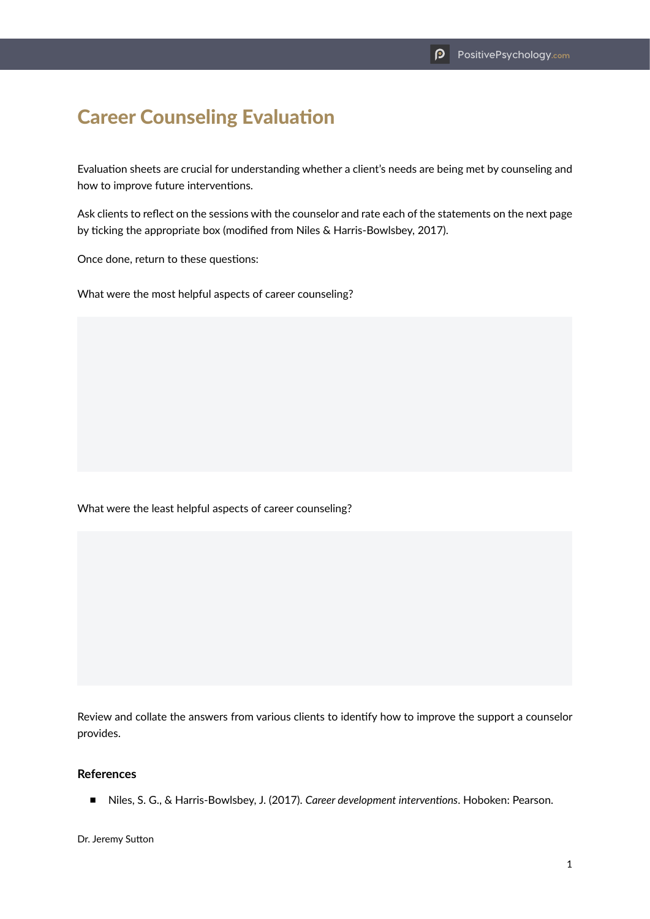# Career Counseling Evaluation

Evaluation sheets are crucial for understanding whether a client's needs are being met by counseling and how to improve future interventions.

Ask clients to reflect on the sessions with the counselor and rate each of the statements on the next page by ticking the appropriate box (modified from Niles & Harris-Bowlsbey, 2017).

Once done, return to these questions:

What were the most helpful aspects of career counseling?

What were the least helpful aspects of career counseling?

Review and collate the answers from various clients to identify how to improve the support a counselor provides.

### References

- Niles, S. G., & Harris-Bowlsbey, J. (2017). *Career development interventions*. Hoboken: Pearson.

Dr. Jeremy Sutton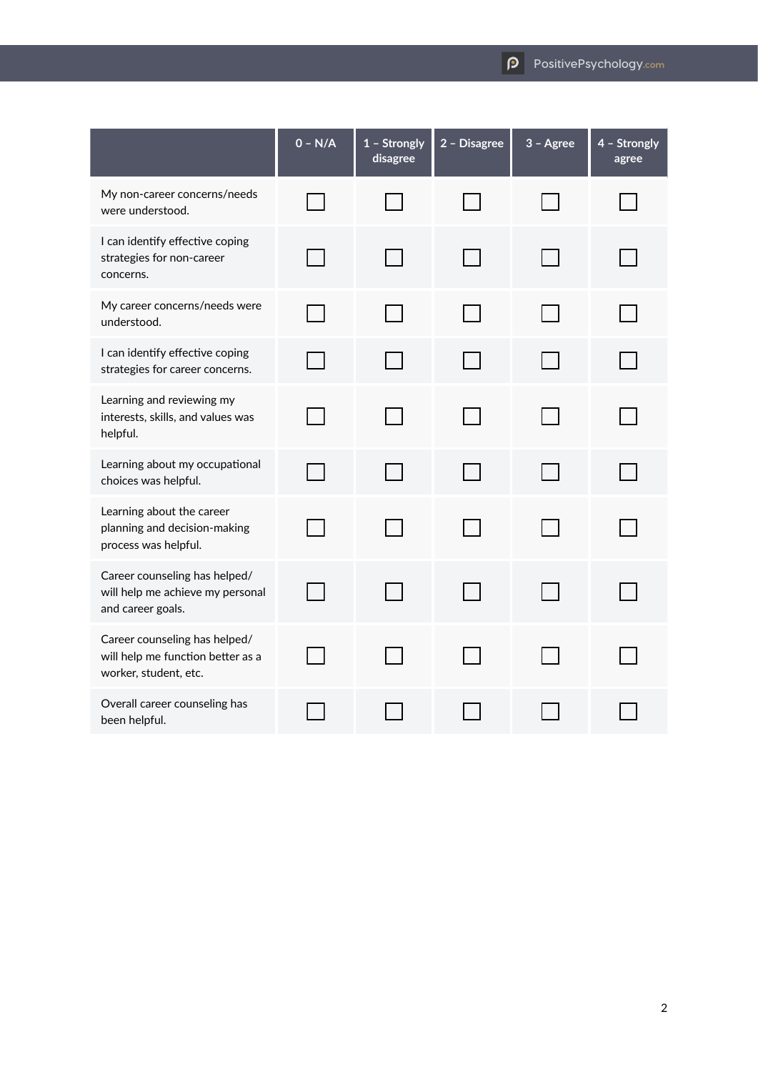| | 0 – N/A | 1 – Strongly disagree | 2 – Disagree | 3 – Agree | 4 – Strongly agree |
|---|---|---|---|---|---|
| My non-career concerns/needs were understood. | ☐ | ☐ | ☐ | ☐ | ☐ |
| I can identify effective coping strategies for non-career concerns. | ☐ | ☐ | ☐ | ☐ | ☐ |
| My career concerns/needs were understood. | ☐ | ☐ | ☐ | ☐ | ☐ |
| I can identify effective coping strategies for career concerns. | ☐ | ☐ | ☐ | ☐ | ☐ |
| Learning and reviewing my interests, skills, and values was helpful. | ☐ | ☐ | ☐ | ☐ | ☐ |
| Learning about my occupational choices was helpful. | ☐ | ☐ | ☐ | ☐ | ☐ |
| Learning about the career planning and decision-making process was helpful. | ☐ | ☐ | ☐ | ☐ | ☐ |
| Career counseling has helped/ will help me achieve my personal and career goals. | ☐ | ☐ | ☐ | ☐ | ☐ |
| Career counseling has helped/ will help me function better as a worker, student, etc. | ☐ | ☐ | ☐ | ☐ | ☐ |
| Overall career counseling has been helpful. | ☐ | ☐ | ☐ | ☐ | ☐ |